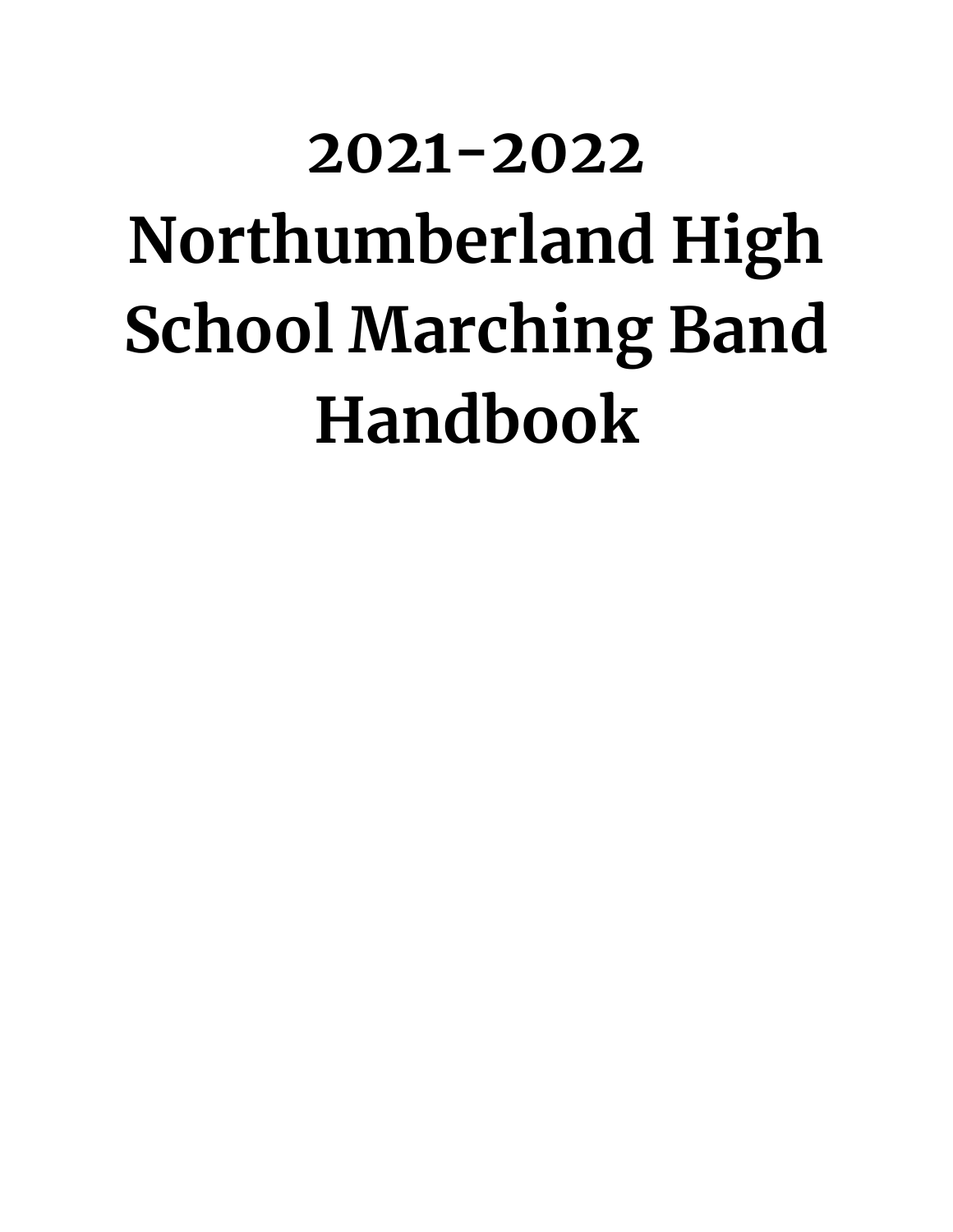# 2021-2022 Northumberland High School Marching Band Handbook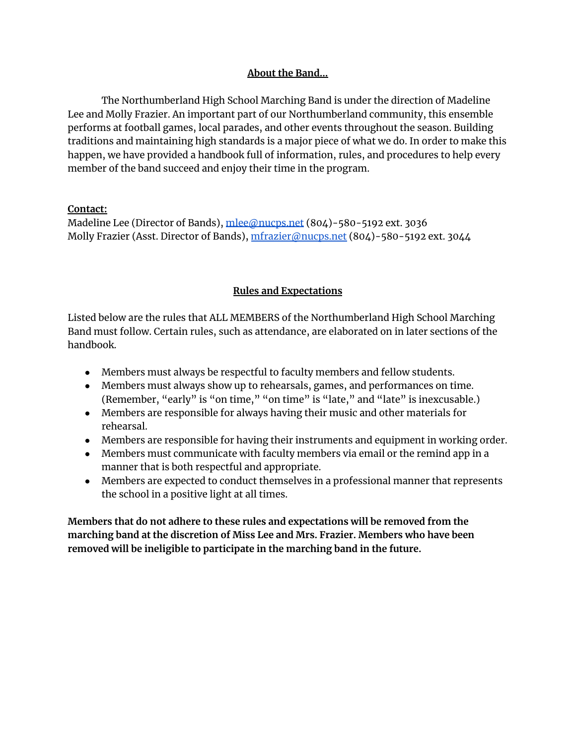## About the Band…

The Northumberland High School Marching Band is under the direction of Madeline Lee and Molly Frazier. An important part of our Northumberland community, this ensemble performs at football games, local parades, and other events throughout the season. Building traditions and maintaining high standards is a major piece of what we do. In order to make this happen, we have provided a handbook full of information, rules, and procedures to help every member of the band succeed and enjoy their time in the program.

**Contact:**

Madeline Lee (Director of Bands), [mlee@nucps.net](mailto:mlee@nucps.net) (804)-580-5192 ext. 3036
Molly Frazier (Asst. Director of Bands), [mfrazier@nucps.net](mailto:mfrazier@nucps.net) (804)-580-5192 ext. 3044

## Rules and Expectations

Listed below are the rules that ALL MEMBERS of the Northumberland High School Marching Band must follow. Certain rules, such as attendance, are elaborated on in later sections of the handbook.

- Members must always be respectful to faculty members and fellow students.
- Members must always show up to rehearsals, games, and performances on time. (Remember, "early" is "on time," "on time" is "late," and "late" is inexcusable.)
- Members are responsible for always having their music and other materials for rehearsal.
- Members are responsible for having their instruments and equipment in working order.
- Members must communicate with faculty members via email or the remind app in a manner that is both respectful and appropriate.
- Members are expected to conduct themselves in a professional manner that represents the school in a positive light at all times.

**Members that do not adhere to these rules and expectations will be removed from the marching band at the discretion of Miss Lee and Mrs. Frazier. Members who have been removed will be ineligible to participate in the marching band in the future.**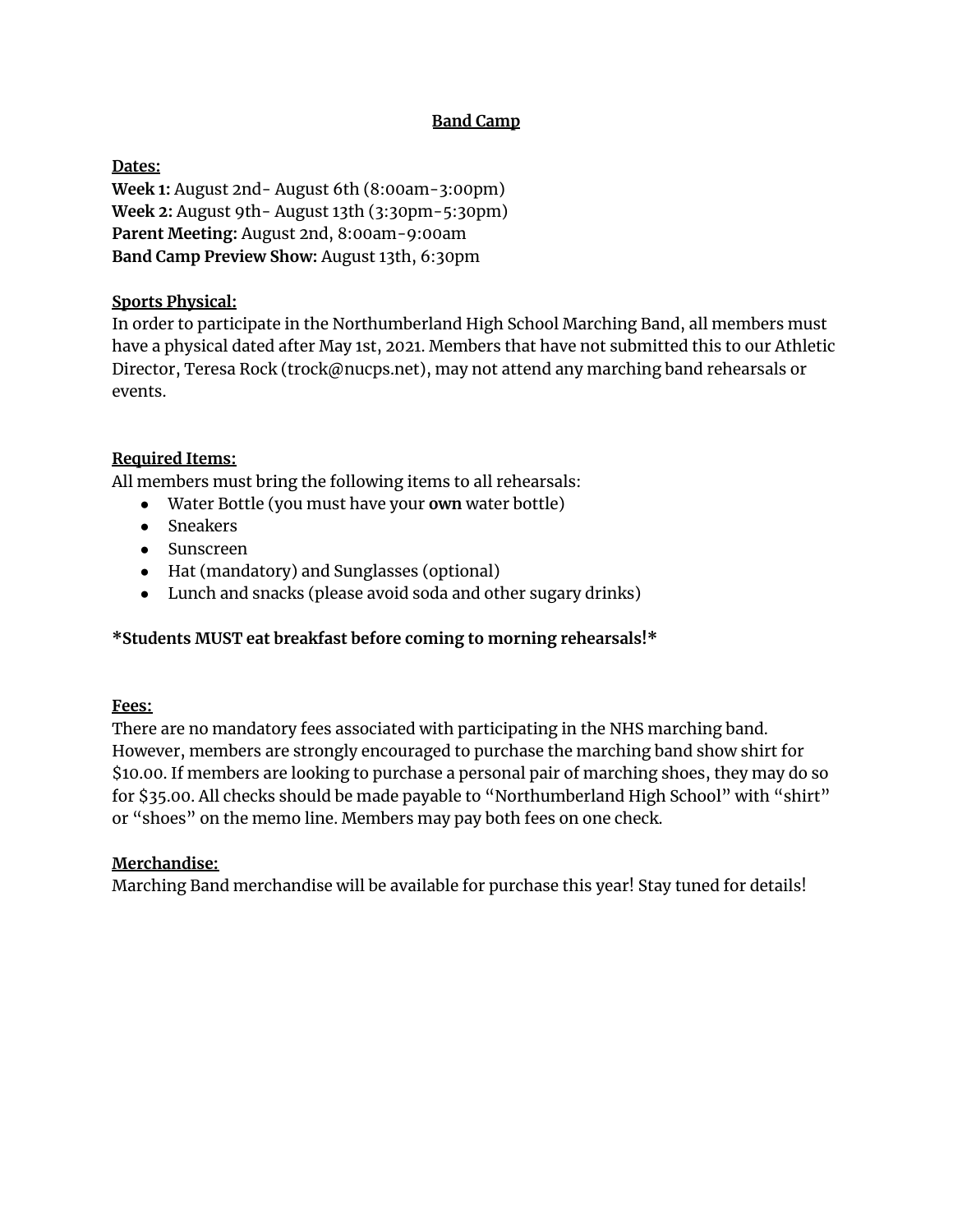# Band Camp

**Dates:**

**Week 1:** August 2nd- August 6th (8:00am-3:00pm)
**Week 2:** August 9th- August 13th (3:30pm-5:30pm)
**Parent Meeting:** August 2nd, 8:00am-9:00am
**Band Camp Preview Show:** August 13th, 6:30pm

**Sports Physical:**

In order to participate in the Northumberland High School Marching Band, all members must have a physical dated after May 1st, 2021. Members that have not submitted this to our Athletic Director, Teresa Rock (trock@nucps.net), may not attend any marching band rehearsals or events.

**Required Items:**

All members must bring the following items to all rehearsals:

- Water Bottle (you must have your **own** water bottle)
- Sneakers
- Sunscreen
- Hat (mandatory) and Sunglasses (optional)
- Lunch and snacks (please avoid soda and other sugary drinks)

**\*Students MUST eat breakfast before coming to morning rehearsals!\***

**Fees:**

There are no mandatory fees associated with participating in the NHS marching band. However, members are strongly encouraged to purchase the marching band show shirt for $10.00. If members are looking to purchase a personal pair of marching shoes, they may do so for $35.00. All checks should be made payable to "Northumberland High School" with "shirt" or "shoes" on the memo line. Members may pay both fees on one check.

**Merchandise:**

Marching Band merchandise will be available for purchase this year! Stay tuned for details!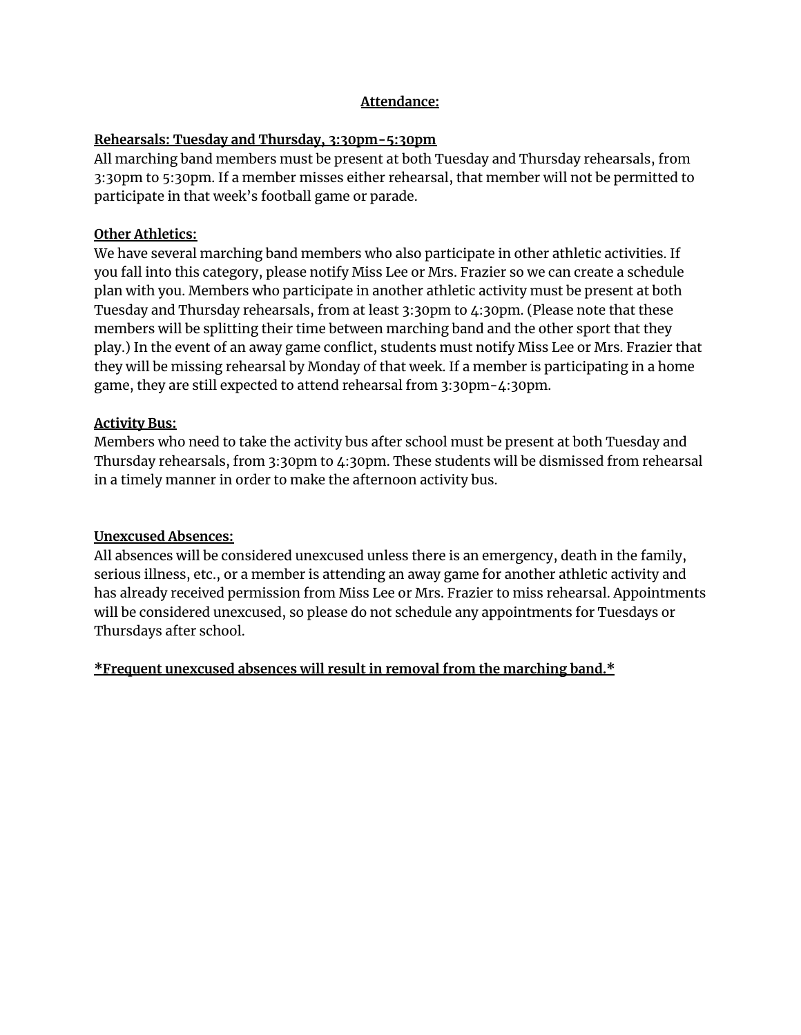## Attendance:

**Rehearsals: Tuesday and Thursday, 3:30pm-5:30pm**

All marching band members must be present at both Tuesday and Thursday rehearsals, from 3:30pm to 5:30pm. If a member misses either rehearsal, that member will not be permitted to participate in that week's football game or parade.

**Other Athletics:**

We have several marching band members who also participate in other athletic activities. If you fall into this category, please notify Miss Lee or Mrs. Frazier so we can create a schedule plan with you. Members who participate in another athletic activity must be present at both Tuesday and Thursday rehearsals, from at least 3:30pm to 4:30pm. (Please note that these members will be splitting their time between marching band and the other sport that they play.) In the event of an away game conflict, students must notify Miss Lee or Mrs. Frazier that they will be missing rehearsal by Monday of that week. If a member is participating in a home game, they are still expected to attend rehearsal from 3:30pm-4:30pm.

**Activity Bus:**

Members who need to take the activity bus after school must be present at both Tuesday and Thursday rehearsals, from 3:30pm to 4:30pm. These students will be dismissed from rehearsal in a timely manner in order to make the afternoon activity bus.

**Unexcused Absences:**

All absences will be considered unexcused unless there is an emergency, death in the family, serious illness, etc., or a member is attending an away game for another athletic activity and has already received permission from Miss Lee or Mrs. Frazier to miss rehearsal. Appointments will be considered unexcused, so please do not schedule any appointments for Tuesdays or Thursdays after school.

**\*Frequent unexcused absences will result in removal from the marching band.\***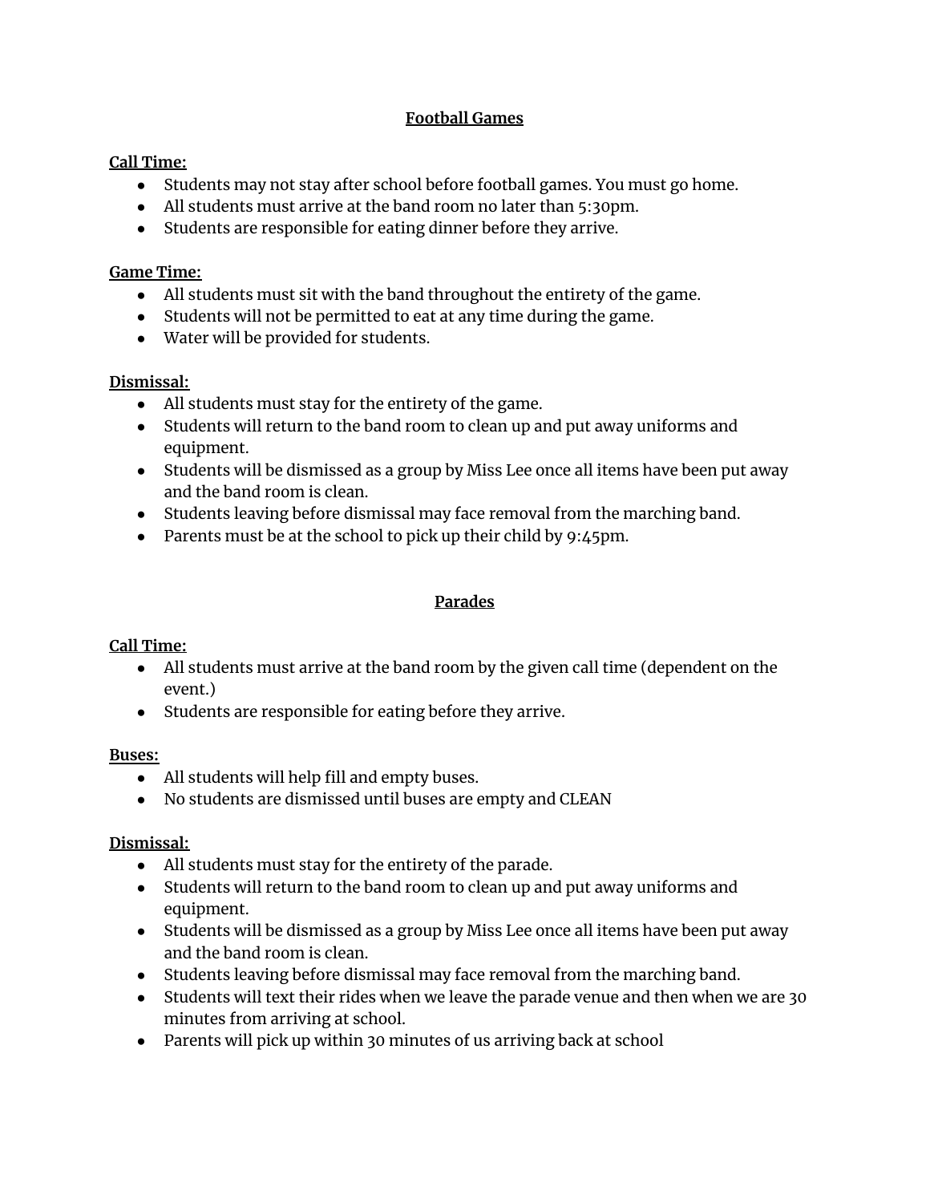## Football Games

**Call Time:**

- Students may not stay after school before football games. You must go home.
- All students must arrive at the band room no later than 5:30pm.
- Students are responsible for eating dinner before they arrive.

**Game Time:**

- All students must sit with the band throughout the entirety of the game.
- Students will not be permitted to eat at any time during the game.
- Water will be provided for students.

**Dismissal:**

- All students must stay for the entirety of the game.
- Students will return to the band room to clean up and put away uniforms and equipment.
- Students will be dismissed as a group by Miss Lee once all items have been put away and the band room is clean.
- Students leaving before dismissal may face removal from the marching band.
- Parents must be at the school to pick up their child by 9:45pm.

## Parades

**Call Time:**

- All students must arrive at the band room by the given call time (dependent on the event.)
- Students are responsible for eating before they arrive.

**Buses:**

- All students will help fill and empty buses.
- No students are dismissed until buses are empty and CLEAN

**Dismissal:**

- All students must stay for the entirety of the parade.
- Students will return to the band room to clean up and put away uniforms and equipment.
- Students will be dismissed as a group by Miss Lee once all items have been put away and the band room is clean.
- Students leaving before dismissal may face removal from the marching band.
- Students will text their rides when we leave the parade venue and then when we are 30 minutes from arriving at school.
- Parents will pick up within 30 minutes of us arriving back at school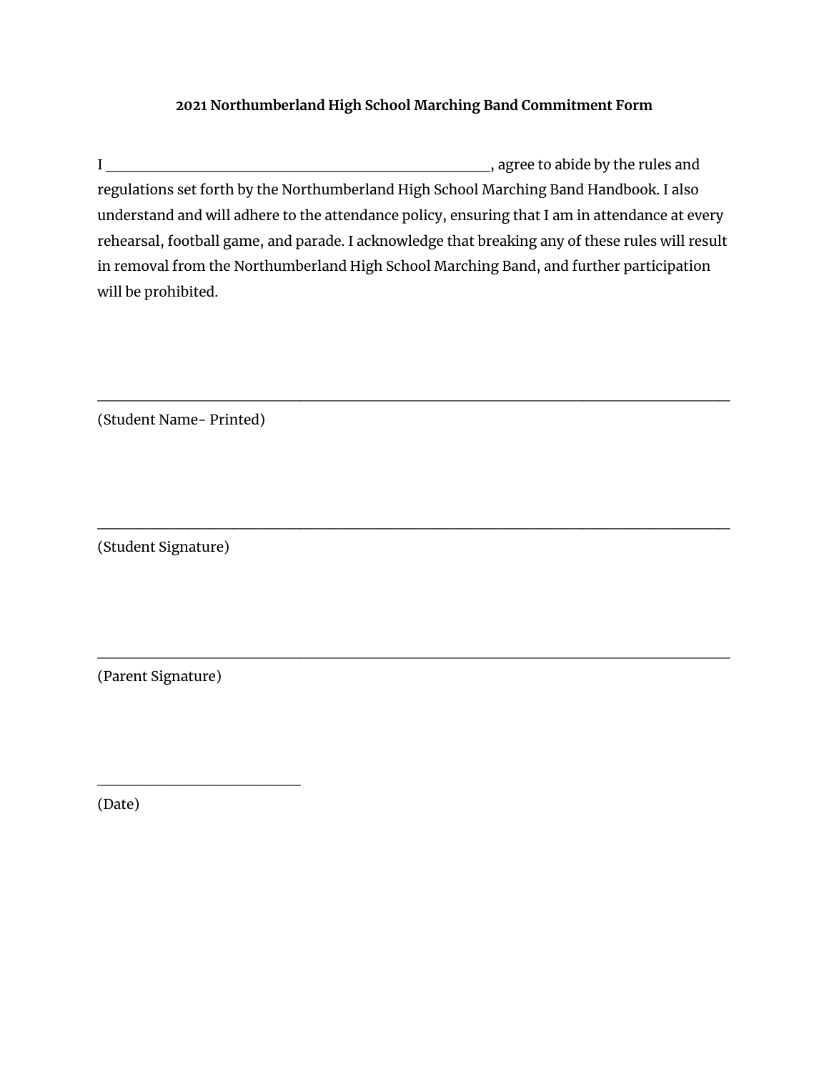**2021 Northumberland High School Marching Band Commitment Form**

I ____________________________________________________, agree to abide by the rules and regulations set forth by the Northumberland High School Marching Band Handbook. I also understand and will adhere to the attendance policy, ensuring that I am in attendance at every rehearsal, football game, and parade. I acknowledge that breaking any of these rules will result in removal from the Northumberland High School Marching Band, and further participation will be prohibited.

______________________________________________________________________________________

(Student Name- Printed)

______________________________________________________________________________________

(Student Signature)

______________________________________________________________________________________

(Parent Signature)

___________________________

(Date)